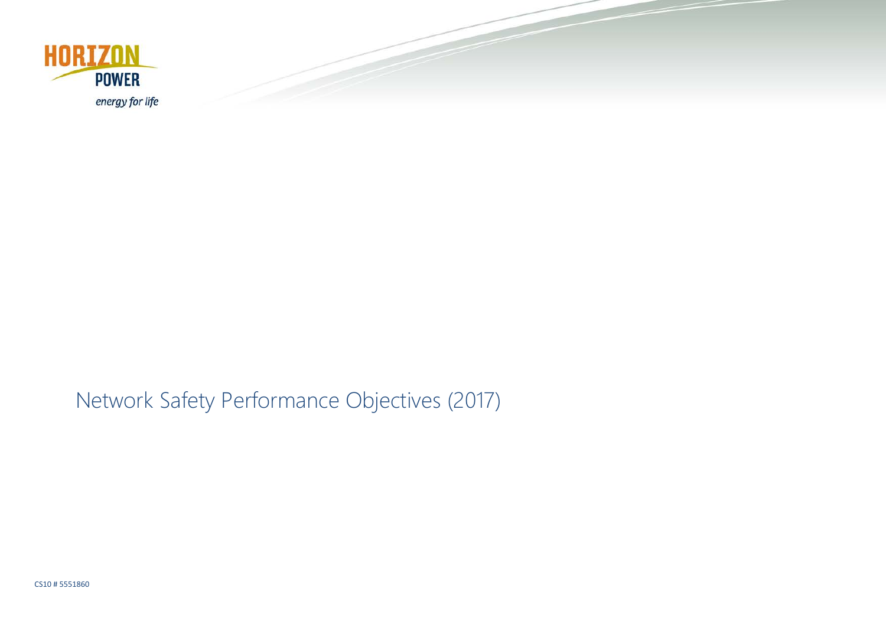HORIZON POWER

*energy for life*

# Network Safety Performance Objectives (2017)

CS10 # 5551860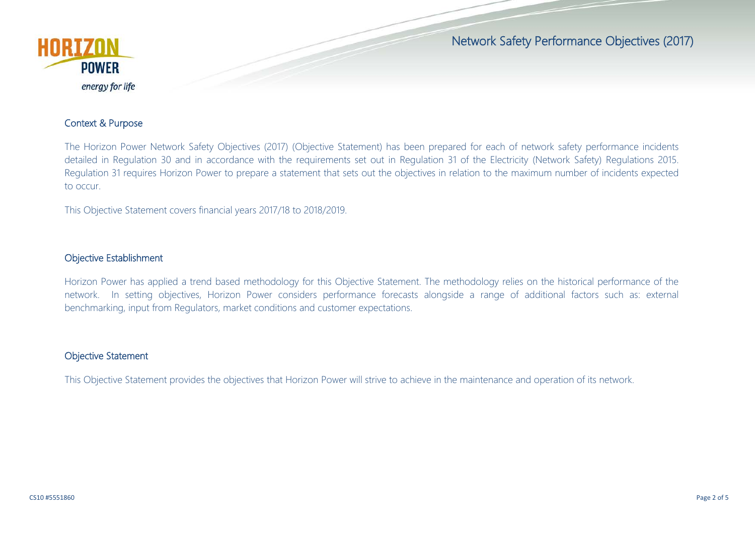## Context & Purpose

The Horizon Power Network Safety Objectives (2017) (Objective Statement) has been prepared for each of network safety performance incidents detailed in Regulation 30 and in accordance with the requirements set out in Regulation 31 of the Electricity (Network Safety) Regulations 2015. Regulation 31 requires Horizon Power to prepare a statement that sets out the objectives in relation to the maximum number of incidents expected to occur.

This Objective Statement covers financial years 2017/18 to 2018/2019.

## Objective Establishment

Horizon Power has applied a trend based methodology for this Objective Statement. The methodology relies on the historical performance of the network. In setting objectives, Horizon Power considers performance forecasts alongside a range of additional factors such as: external benchmarking, input from Regulators, market conditions and customer expectations.

## Objective Statement

This Objective Statement provides the objectives that Horizon Power will strive to achieve in the maintenance and operation of its network.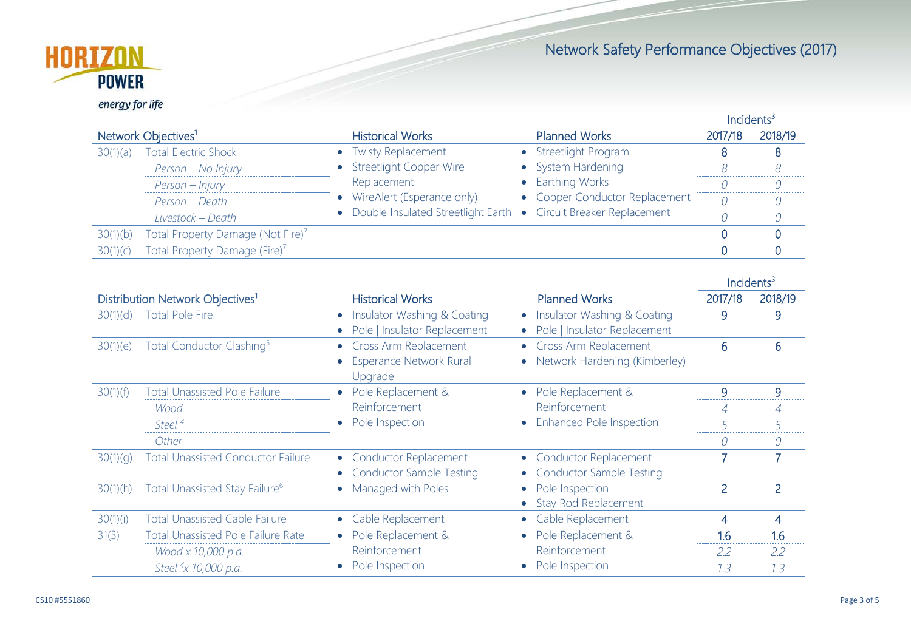# Network Safety Performance Objectives (2017)

| Network Objectives[1] | | Historical Works | Planned Works | Incidents[3] 2017/18 | Incidents[3] 2018/19 |
|---|---|---|---|---|---|
| 30(1)(a) | Total Electric Shock | • Twisty Replacement | • Streetlight Program | 8 | 8 |
| | *Person – No Injury* | • Streetlight Copper Wire Replacement | • System Hardening | *8* | *8* |
| | *Person – Injury* | | • Earthing Works | *0* | *0* |
| | *Person – Death* | • WireAlert (Esperance only) | • Copper Conductor Replacement | *0* | *0* |
| | *Livestock – Death* | • Double Insulated Streetlight Earth | • Circuit Breaker Replacement | *0* | *0* |
| 30(1)(b) | Total Property Damage (Not Fire)[7] | | | 0 | 0 |
| 30(1)(c) | Total Property Damage (Fire)[7] | | | 0 | 0 |

| Distribution Network Objectives[1] | | Historical Works | Planned Works | Incidents[3] 2017/18 | Incidents[3] 2018/19 |
|---|---|---|---|---|---|
| 30(1)(d) | Total Pole Fire | • Insulator Washing & Coating<br>• Pole \| Insulator Replacement | • Insulator Washing & Coating<br>• Pole \| Insulator Replacement | 9 | 9 |
| 30(1)(e) | Total Conductor Clashing[5] | • Cross Arm Replacement<br>• Esperance Network Rural Upgrade | • Cross Arm Replacement<br>• Network Hardening (Kimberley) | 6 | 6 |
| 30(1)(f) | Total Unassisted Pole Failure | • Pole Replacement & Reinforcement | • Pole Replacement & Reinforcement | 9 | 9 |
| | *Wood* | | | *4* | *4* |
| | *Steel [4]* | • Pole Inspection | • Enhanced Pole Inspection | *5* | *5* |
| | *Other* | | | *0* | *0* |
| 30(1)(g) | Total Unassisted Conductor Failure | • Conductor Replacement<br>• Conductor Sample Testing | • Conductor Replacement<br>• Conductor Sample Testing | 7 | 7 |
| 30(1)(h) | Total Unassisted Stay Failure[6] | • Managed with Poles | • Pole Inspection<br>• Stay Rod Replacement | 2 | 2 |
| 30(1)(i) | Total Unassisted Cable Failure | • Cable Replacement | • Cable Replacement | 4 | 4 |
| 31(3) | Total Unassisted Pole Failure Rate | • Pole Replacement & Reinforcement | • Pole Replacement & Reinforcement | 1.6 | 1.6 |
| | *Wood x 10,000 p.a.* | | | *2.2* | *2.2* |
| | *Steel [4] x 10,000 p.a.* | • Pole Inspection | • Pole Inspection | *1.3* | *1.3* |

CS10 #5551860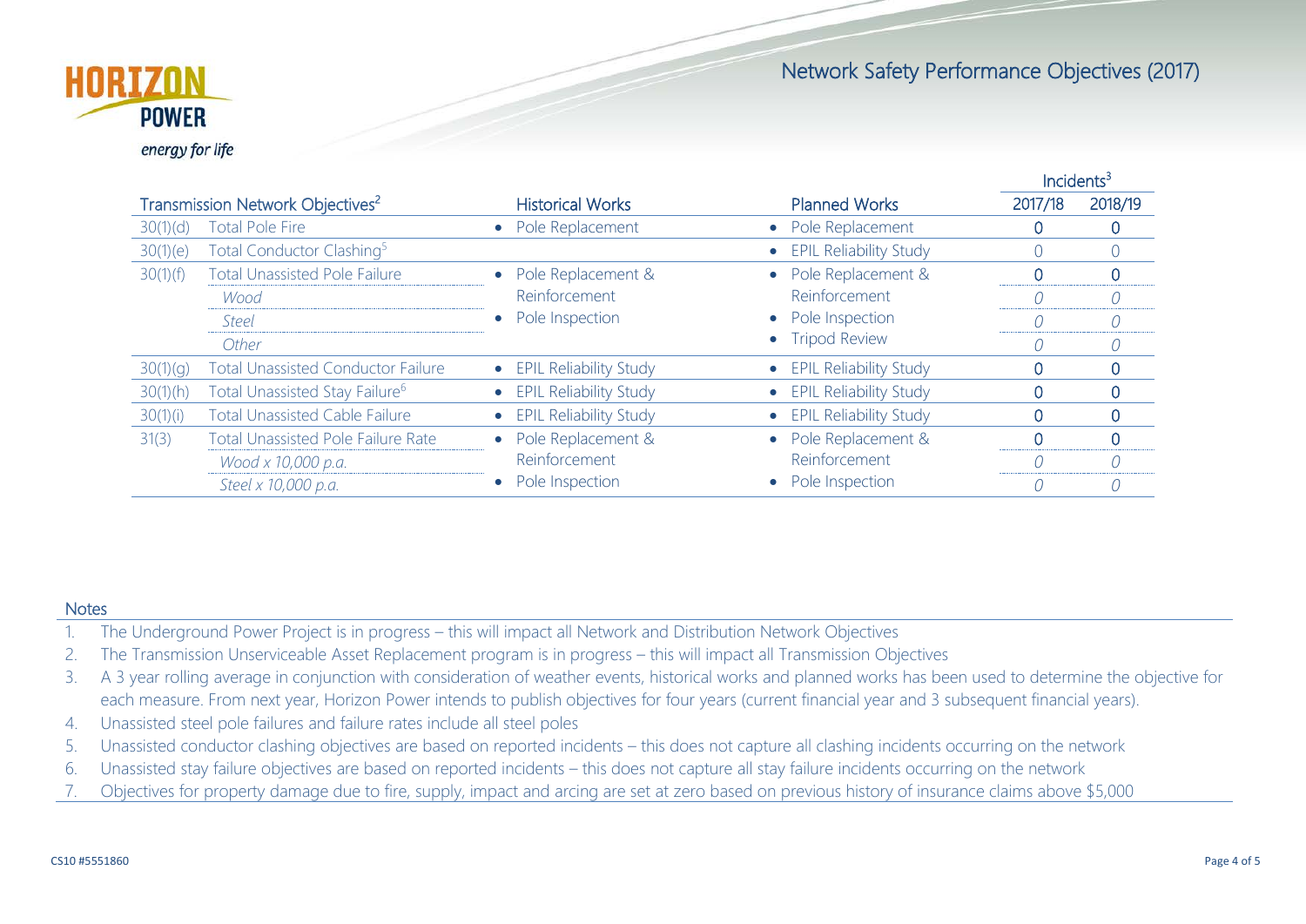Horizon Power

energy for life

# Network Safety Performance Objectives (2017)

| Transmission Network Objectives[2] | | Historical Works | Planned Works | Incidents[3] | |
|---|---|---|---|---|---|
| | | | | 2017/18 | 2018/19 |
| 30(1)(d) | Total Pole Fire | • Pole Replacement | • Pole Replacement | 0 | 0 |
| 30(1)(e) | Total Conductor Clashing[5] | | • EPIL Reliability Study | 0 | 0 |
| 30(1)(f) | Total Unassisted Pole Failure | • Pole Replacement & Reinforcement<br>• Pole Inspection | • Pole Replacement & Reinforcement<br>• Pole Inspection<br>• Tripod Review | 0 | 0 |
| | *Wood* | | | *0* | *0* |
| | *Steel* | | | *0* | *0* |
| | *Other* | | | *0* | *0* |
| 30(1)(g) | Total Unassisted Conductor Failure | • EPIL Reliability Study | • EPIL Reliability Study | 0 | 0 |
| 30(1)(h) | Total Unassisted Stay Failure[6] | • EPIL Reliability Study | • EPIL Reliability Study | 0 | 0 |
| 30(1)(i) | Total Unassisted Cable Failure | • EPIL Reliability Study | • EPIL Reliability Study | 0 | 0 |
| 31(3) | Total Unassisted Pole Failure Rate | • Pole Replacement & Reinforcement<br>• Pole Inspection | • Pole Replacement & Reinforcement<br>• Pole Inspection | 0 | 0 |
| | *Wood x 10,000 p.a.* | | | *0* | *0* |
| | *Steel x 10,000 p.a.* | | | *0* | *0* |

## Notes

1. The Underground Power Project is in progress – this will impact all Network and Distribution Network Objectives
2. The Transmission Unserviceable Asset Replacement program is in progress – this will impact all Transmission Objectives
3. A 3 year rolling average in conjunction with consideration of weather events, historical works and planned works has been used to determine the objective for each measure. From next year, Horizon Power intends to publish objectives for four years (current financial year and 3 subsequent financial years).
4. Unassisted steel pole failures and failure rates include all steel poles
5. Unassisted conductor clashing objectives are based on reported incidents – this does not capture all clashing incidents occurring on the network
6. Unassisted stay failure objectives are based on reported incidents – this does not capture all stay failure incidents occurring on the network
7. Objectives for property damage due to fire, supply, impact and arcing are set at zero based on previous history of insurance claims above $5,000

CS10 #5551860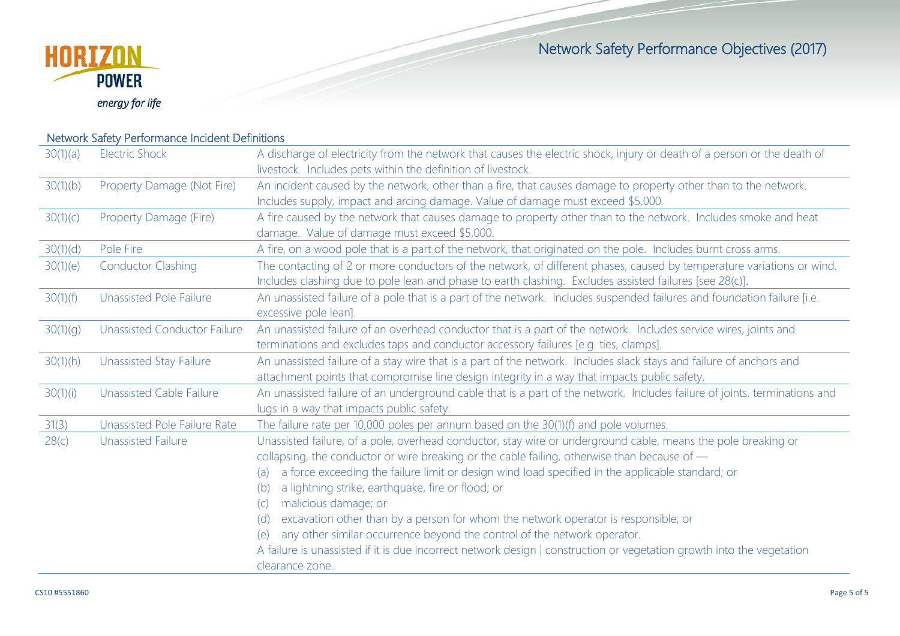## Network Safety Performance Incident Definitions

| | | |
|---|---|---|
| 30(1)(a) | Electric Shock | A discharge of electricity from the network that causes the electric shock, injury or death of a person or the death of livestock. Includes pets within the definition of livestock. |
| 30(1)(b) | Property Damage (Not Fire) | An incident caused by the network, other than a fire, that causes damage to property other than to the network. Includes supply, impact and arcing damage. Value of damage must exceed $5,000. |
| 30(1)(c) | Property Damage (Fire) | A fire caused by the network that causes damage to property other than to the network. Includes smoke and heat damage. Value of damage must exceed $5,000. |
| 30(1)(d) | Pole Fire | A fire, on a wood pole that is a part of the network, that originated on the pole. Includes burnt cross arms. |
| 30(1)(e) | Conductor Clashing | The contacting of 2 or more conductors of the network, of different phases, caused by temperature variations or wind. Includes clashing due to pole lean and phase to earth clashing. Excludes assisted failures [see 28(c)]. |
| 30(1)(f) | Unassisted Pole Failure | An unassisted failure of a pole that is a part of the network. Includes suspended failures and foundation failure [i.e. excessive pole lean]. |
| 30(1)(g) | Unassisted Conductor Failure | An unassisted failure of an overhead conductor that is a part of the network. Includes service wires, joints and terminations and excludes taps and conductor accessory failures [e.g. ties, clamps]. |
| 30(1)(h) | Unassisted Stay Failure | An unassisted failure of a stay wire that is a part of the network. Includes slack stays and failure of anchors and attachment points that compromise line design integrity in a way that impacts public safety. |
| 30(1)(i) | Unassisted Cable Failure | An unassisted failure of an underground cable that is a part of the network. Includes failure of joints, terminations and lugs in a way that impacts public safety. |
| 31(3) | Unassisted Pole Failure Rate | The failure rate per 10,000 poles per annum based on the 30(1)(f) and pole volumes. |
| 28(c) | Unassisted Failure | Unassisted failure, of a pole, overhead conductor, stay wire or underground cable, means the pole breaking or collapsing, the conductor or wire breaking or the cable failing, otherwise than because of — (a) a force exceeding the failure limit or design wind load specified in the applicable standard; or (b) a lightning strike, earthquake, fire or flood; or (c) malicious damage; or (d) excavation other than by a person for whom the network operator is responsible; or (e) any other similar occurrence beyond the control of the network operator. A failure is unassisted if it is due incorrect network design \| construction or vegetation growth into the vegetation clearance zone. |